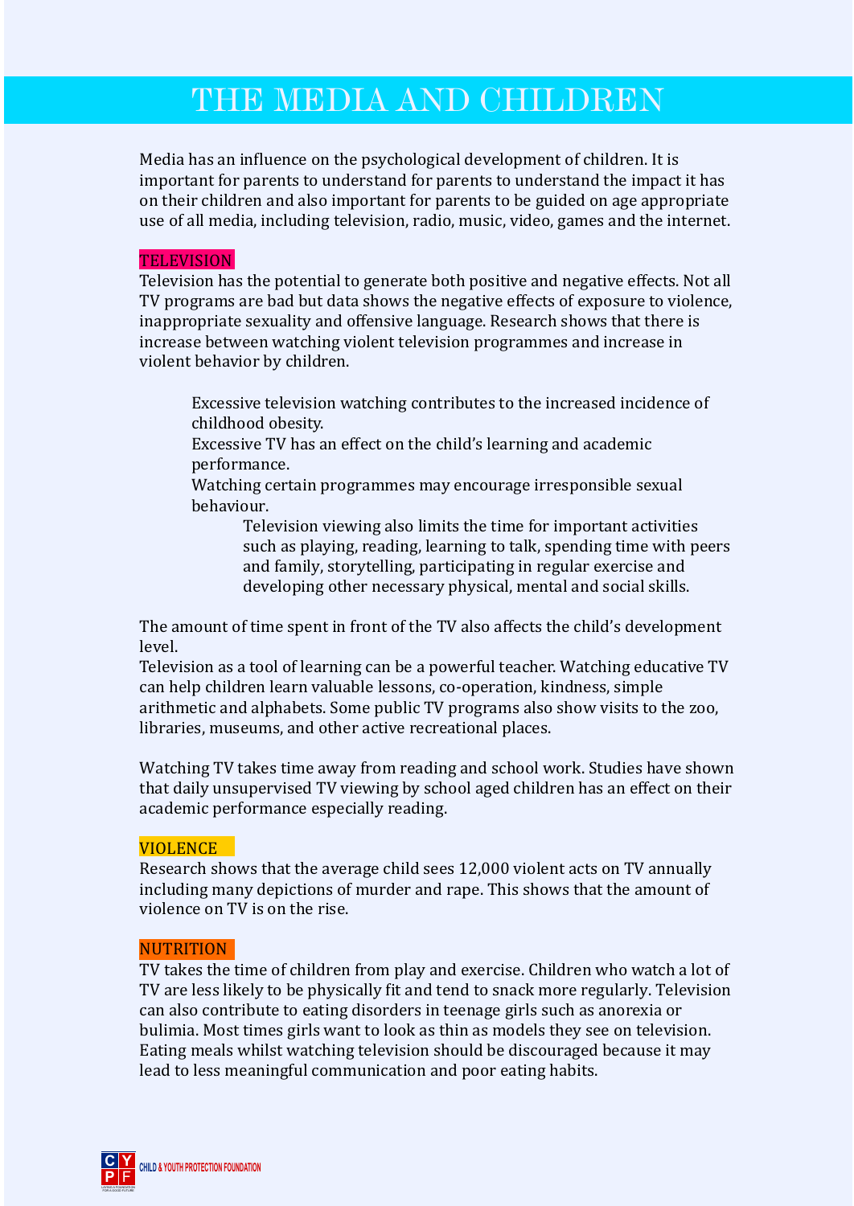# THE MEDIA AND CHILDREN

Media has an influence on the psychological development of children. It is important for parents to understand for parents to understand the impact it has on their children and also important for parents to be guided on age appropriate use of all media, including television, radio, music, video, games and the internet.

## TELEVISION

Television has the potential to generate both positive and negative effects. Not all TV programs are bad but data shows the negative effects of exposure to violence, inappropriate sexuality and offensive language. Research shows that there is increase between watching violent television programmes and increase in violent behavior by children.

> Excessive television watching contributes to the increased incidence of childhood obesity.
> Excessive TV has an effect on the child's learning and academic performance.
> Watching certain programmes may encourage irresponsible sexual behaviour.
>
> > Television viewing also limits the time for important activities such as playing, reading, learning to talk, spending time with peers and family, storytelling, participating in regular exercise and developing other necessary physical, mental and social skills.

The amount of time spent in front of the TV also affects the child's development level.
Television as a tool of learning can be a powerful teacher. Watching educative TV can help children learn valuable lessons, co-operation, kindness, simple arithmetic and alphabets. Some public TV programs also show visits to the zoo, libraries, museums, and other active recreational places.

Watching TV takes time away from reading and school work. Studies have shown that daily unsupervised TV viewing by school aged children has an effect on their academic performance especially reading.

## VIOLENCE

Research shows that the average child sees 12,000 violent acts on TV annually including many depictions of murder and rape. This shows that the amount of violence on TV is on the rise.

## NUTRITION

TV takes the time of children from play and exercise. Children who watch a lot of TV are less likely to be physically fit and tend to snack more regularly. Television can also contribute to eating disorders in teenage girls such as anorexia or bulimia. Most times girls want to look as thin as models they see on television. Eating meals whilst watching television should be discouraged because it may lead to less meaningful communication and poor eating habits.

CHILD & YOUTH PROTECTION FOUNDATION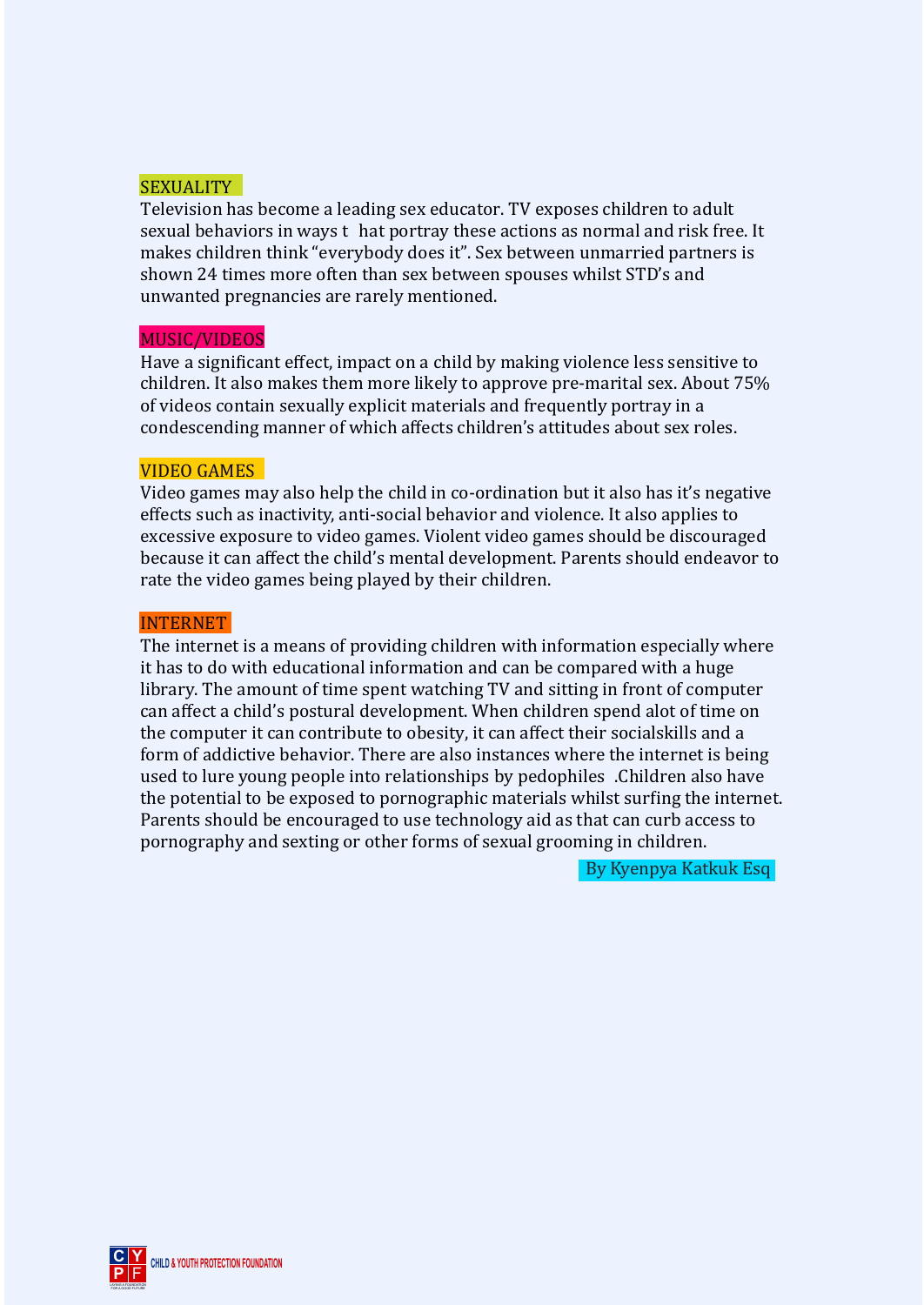## SEXUALITY

Television has become a leading sex educator. TV exposes children to adult sexual behaviors in ways t hat portray these actions as normal and risk free. It makes children think "everybody does it". Sex between unmarried partners is shown 24 times more often than sex between spouses whilst STD's and unwanted pregnancies are rarely mentioned.

## MUSIC/VIDEOS

Have a significant effect, impact on a child by making violence less sensitive to children. It also makes them more likely to approve pre-marital sex. About 75% of videos contain sexually explicit materials and frequently portray in a condescending manner of which affects children's attitudes about sex roles.

## VIDEO GAMES

Video games may also help the child in co-ordination but it also has it's negative effects such as inactivity, anti-social behavior and violence. It also applies to excessive exposure to video games. Violent video games should be discouraged because it can affect the child's mental development. Parents should endeavor to rate the video games being played by their children.

## INTERNET

The internet is a means of providing children with information especially where it has to do with educational information and can be compared with a huge library. The amount of time spent watching TV and sitting in front of computer can affect a child's postural development. When children spend alot of time on the computer it can contribute to obesity, it can affect their socialskills and a form of addictive behavior. There are also instances where the internet is being used to lure young people into relationships by pedophiles .Children also have the potential to be exposed to pornographic materials whilst surfing the internet. Parents should be encouraged to use technology aid as that can curb access to pornography and sexting or other forms of sexual grooming in children.

By Kyenpya Katkuk Esq